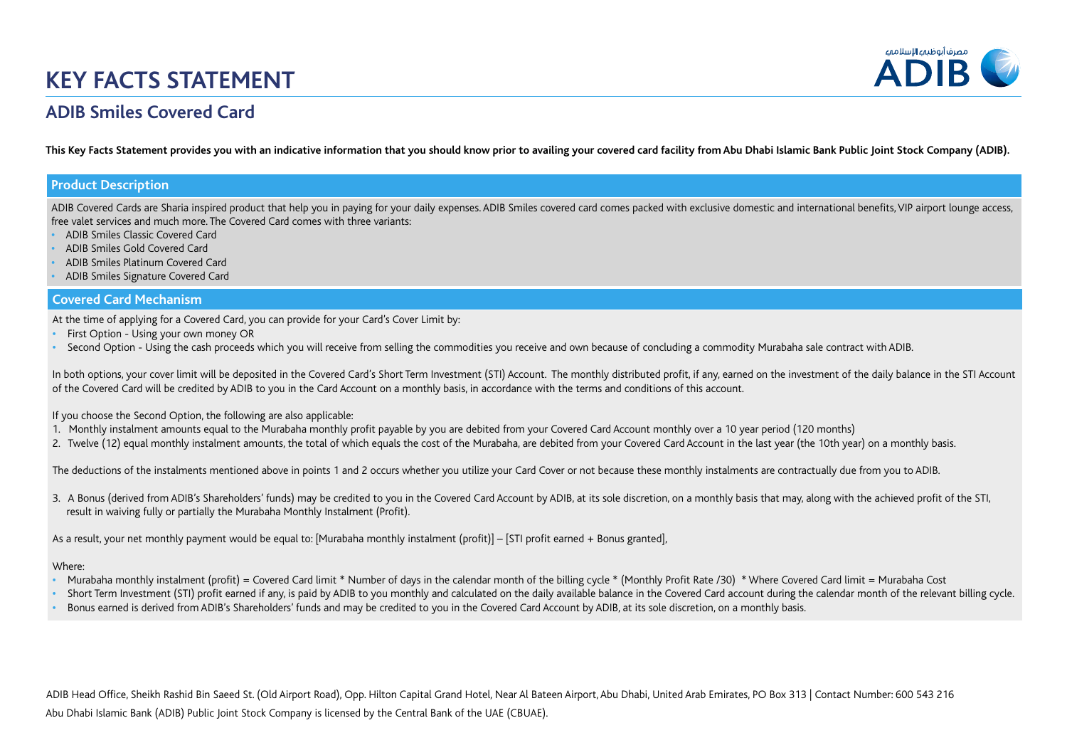# KEY FACTS STATEMENT

## ADIB Smiles Covered Card

**This Key Facts Statement provides you with an indicative information that you should know prior to availing your covered card facility from Abu Dhabi Islamic Bank Public Joint Stock Company (ADIB).**

### Product Description

ADIB Covered Cards are Sharia inspired product that help you in paying for your daily expenses. ADIB Smiles covered card comes packed with exclusive domestic and international benefits, VIP airport lounge access, free valet services and much more. The Covered Card comes with three variants:

- ADIB Smiles Classic Covered Card
- ADIB Smiles Gold Covered Card
- ADIB Smiles Platinum Covered Card
- ADIB Smiles Signature Covered Card

### Covered Card Mechanism

At the time of applying for a Covered Card, you can provide for your Card's Cover Limit by:

- First Option - Using your own money OR
- Second Option - Using the cash proceeds which you will receive from selling the commodities you receive and own because of concluding a commodity Murabaha sale contract with ADIB.

In both options, your cover limit will be deposited in the Covered Card's Short Term Investment (STI) Account. The monthly distributed profit, if any, earned on the investment of the daily balance in the STI Account of the Covered Card will be credited by ADIB to you in the Card Account on a monthly basis, in accordance with the terms and conditions of this account.

If you choose the Second Option, the following are also applicable:

1. Monthly instalment amounts equal to the Murabaha monthly profit payable by you are debited from your Covered Card Account monthly over a 10 year period (120 months)
2. Twelve (12) equal monthly instalment amounts, the total of which equals the cost of the Murabaha, are debited from your Covered Card Account in the last year (the 10th year) on a monthly basis.

The deductions of the instalments mentioned above in points 1 and 2 occurs whether you utilize your Card Cover or not because these monthly instalments are contractually due from you to ADIB.

3. A Bonus (derived from ADIB's Shareholders' funds) may be credited to you in the Covered Card Account by ADIB, at its sole discretion, on a monthly basis that may, along with the achieved profit of the STI, result in waiving fully or partially the Murabaha Monthly Instalment (Profit).

As a result, your net monthly payment would be equal to: [Murabaha monthly instalment (profit)] – [STI profit earned + Bonus granted],

Where:

- Murabaha monthly instalment (profit) = Covered Card limit * Number of days in the calendar month of the billing cycle * (Monthly Profit Rate /30) * Where Covered Card limit = Murabaha Cost
- Short Term Investment (STI) profit earned if any, is paid by ADIB to you monthly and calculated on the daily available balance in the Covered Card account during the calendar month of the relevant billing cycle.
- Bonus earned is derived from ADIB's Shareholders' funds and may be credited to you in the Covered Card Account by ADIB, at its sole discretion, on a monthly basis.

ADIB Head Office, Sheikh Rashid Bin Saeed St. (Old Airport Road), Opp. Hilton Capital Grand Hotel, Near Al Bateen Airport, Abu Dhabi, United Arab Emirates, PO Box 313 | Contact Number: 600 543 216

Abu Dhabi Islamic Bank (ADIB) Public Joint Stock Company is licensed by the Central Bank of the UAE (CBUAE).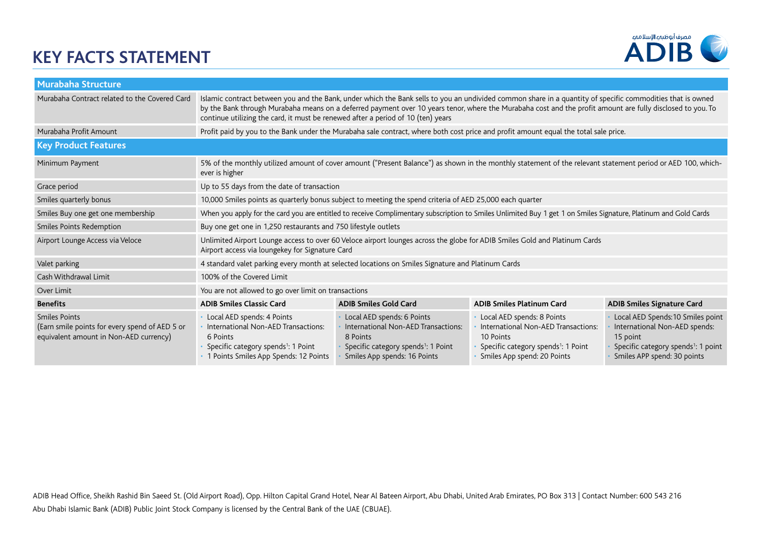# KEY FACTS STATEMENT

| Murabaha Structure | | | | |
|---|---|---|---|---|
| Murabaha Contract related to the Covered Card | Islamic contract between you and the Bank, under which the Bank sells to you an undivided common share in a quantity of specific commodities that is owned by the Bank through Murabaha means on a deferred payment over 10 years tenor, where the Murabaha cost and the profit amount are fully disclosed to you. To continue utilizing the card, it must be renewed after a period of 10 (ten) years | | | |
| Murabaha Profit Amount | Profit paid by you to the Bank under the Murabaha sale contract, where both cost price and profit amount equal the total sale price. | | | |
| **Key Product Features** | | | | |
| Minimum Payment | 5% of the monthly utilized amount of cover amount ("Present Balance") as shown in the monthly statement of the relevant statement period or AED 100, whichever is higher | | | |
| Grace period | Up to 55 days from the date of transaction | | | |
| Smiles quarterly bonus | 10,000 Smiles points as quarterly bonus subject to meeting the spend criteria of AED 25,000 each quarter | | | |
| Smiles Buy one get one membership | When you apply for the card you are entitled to receive Complimentary subscription to Smiles Unlimited Buy 1 get 1 on Smiles Signature, Platinum and Gold Cards | | | |
| Smiles Points Redemption | Buy one get one in 1,250 restaurants and 750 lifestyle outlets | | | |
| Airport Lounge Access via Veloce | Unlimited Airport Lounge access to over 60 Veloce airport lounges across the globe for ADIB Smiles Gold and Platinum Cards<br>Airport access via loungekey for Signature Card | | | |
| Valet parking | 4 standard valet parking every month at selected locations on Smiles Signature and Platinum Cards | | | |
| Cash Withdrawal Limit | 100% of the Covered Limit | | | |
| Over Limit | You are not allowed to go over limit on transactions | | | |
| **Benefits** | **ADIB Smiles Classic Card** | **ADIB Smiles Gold Card** | **ADIB Smiles Platinum Card** | **ADIB Smiles Signature Card** |
| Smiles Points<br>(Earn smile points for every spend of AED 5 or equivalent amount in Non-AED currency) | • Local AED spends: 4 Points<br>• International Non-AED Transactions: 6 Points<br>• Specific category spends[1]: 1 Point<br>• 1 Points Smiles App Spends: 12 Points | • Local AED spends: 6 Points<br>• International Non-AED Transactions: 8 Points<br>• Specific category spends[1]: 1 Point<br>• Smiles App spends: 16 Points | • Local AED spends: 8 Points<br>• International Non-AED Transactions: 10 Points<br>• Specific category spends[1]: 1 Point<br>• Smiles App spend: 20 Points | • Local AED Spends:10 Smiles point<br>• International Non-AED spends: 15 point<br>• Specific category spends[1]: 1 point<br>• Smiles APP spend: 30 points |

ADIB Head Office, Sheikh Rashid Bin Saeed St. (Old Airport Road), Opp. Hilton Capital Grand Hotel, Near Al Bateen Airport, Abu Dhabi, United Arab Emirates, PO Box 313 | Contact Number: 600 543 216

Abu Dhabi Islamic Bank (ADIB) Public Joint Stock Company is licensed by the Central Bank of the UAE (CBUAE).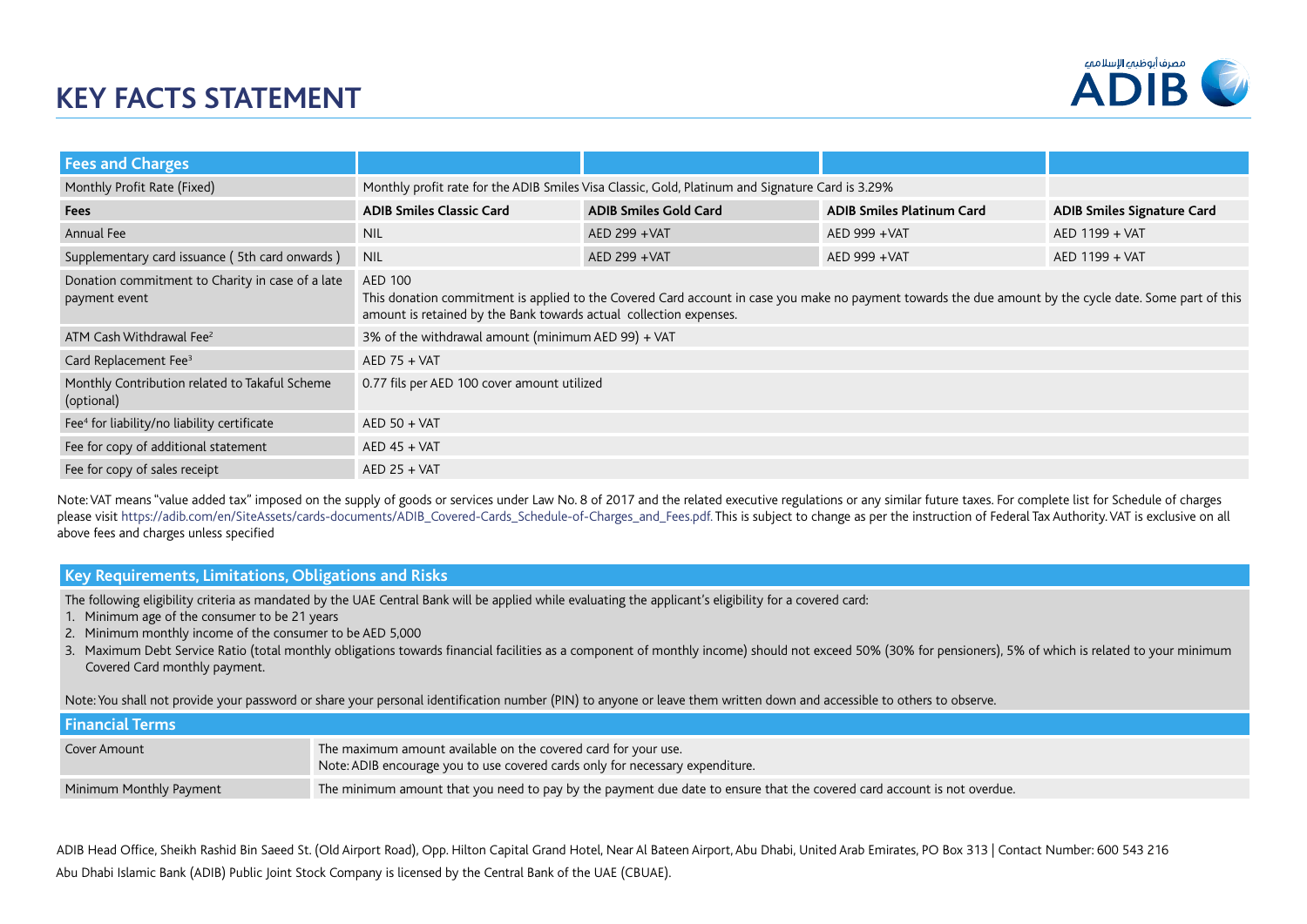# KEY FACTS STATEMENT

| Fees and Charges | | | | |
|---|---|---|---|---|
| Monthly Profit Rate (Fixed) | Monthly profit rate for the ADIB Smiles Visa Classic, Gold, Platinum and Signature Card is 3.29% | | | |
| **Fees** | **ADIB Smiles Classic Card** | **ADIB Smiles Gold Card** | **ADIB Smiles Platinum Card** | **ADIB Smiles Signature Card** |
| Annual Fee | NIL | AED 299 +VAT | AED 999 +VAT | AED 1199 + VAT |
| Supplementary card issuance ( 5th card onwards ) | NIL | AED 299 +VAT | AED 999 +VAT | AED 1199 + VAT |
| Donation commitment to Charity in case of a late payment event | AED 100<br>This donation commitment is applied to the Covered Card account in case you make no payment towards the due amount by the cycle date. Some part of this amount is retained by the Bank towards actual collection expenses. | | | |
| ATM Cash Withdrawal Fee[2] | 3% of the withdrawal amount (minimum AED 99) + VAT | | | |
| Card Replacement Fee[3] | AED 75 + VAT | | | |
| Monthly Contribution related to Takaful Scheme (optional) | 0.77 fils per AED 100 cover amount utilized | | | |
| Fee[4] for liability/no liability certificate | AED 50 + VAT | | | |
| Fee for copy of additional statement | AED 45 + VAT | | | |
| Fee for copy of sales receipt | AED 25 + VAT | | | |

Note: VAT means "value added tax" imposed on the supply of goods or services under Law No. 8 of 2017 and the related executive regulations or any similar future taxes. For complete list for Schedule of charges please visit https://adib.com/en/SiteAssets/cards-documents/ADIB_Covered-Cards_Schedule-of-Charges_and_Fees.pdf. This is subject to change as per the instruction of Federal Tax Authority. VAT is exclusive on all above fees and charges unless specified

## Key Requirements, Limitations, Obligations and Risks

The following eligibility criteria as mandated by the UAE Central Bank will be applied while evaluating the applicant's eligibility for a covered card:

1. Minimum age of the consumer to be 21 years
2. Minimum monthly income of the consumer to be AED 5,000
3. Maximum Debt Service Ratio (total monthly obligations towards financial facilities as a component of monthly income) should not exceed 50% (30% for pensioners), 5% of which is related to your minimum Covered Card monthly payment.

Note: You shall not provide your password or share your personal identification number (PIN) to anyone or leave them written down and accessible to others to observe.

| Financial Terms | |
|---|---|
| Cover Amount | The maximum amount available on the covered card for your use.<br>Note: ADIB encourage you to use covered cards only for necessary expenditure. |
| Minimum Monthly Payment | The minimum amount that you need to pay by the payment due date to ensure that the covered card account is not overdue. |

ADIB Head Office, Sheikh Rashid Bin Saeed St. (Old Airport Road), Opp. Hilton Capital Grand Hotel, Near Al Bateen Airport, Abu Dhabi, United Arab Emirates, PO Box 313 | Contact Number: 600 543 216

Abu Dhabi Islamic Bank (ADIB) Public Joint Stock Company is licensed by the Central Bank of the UAE (CBUAE).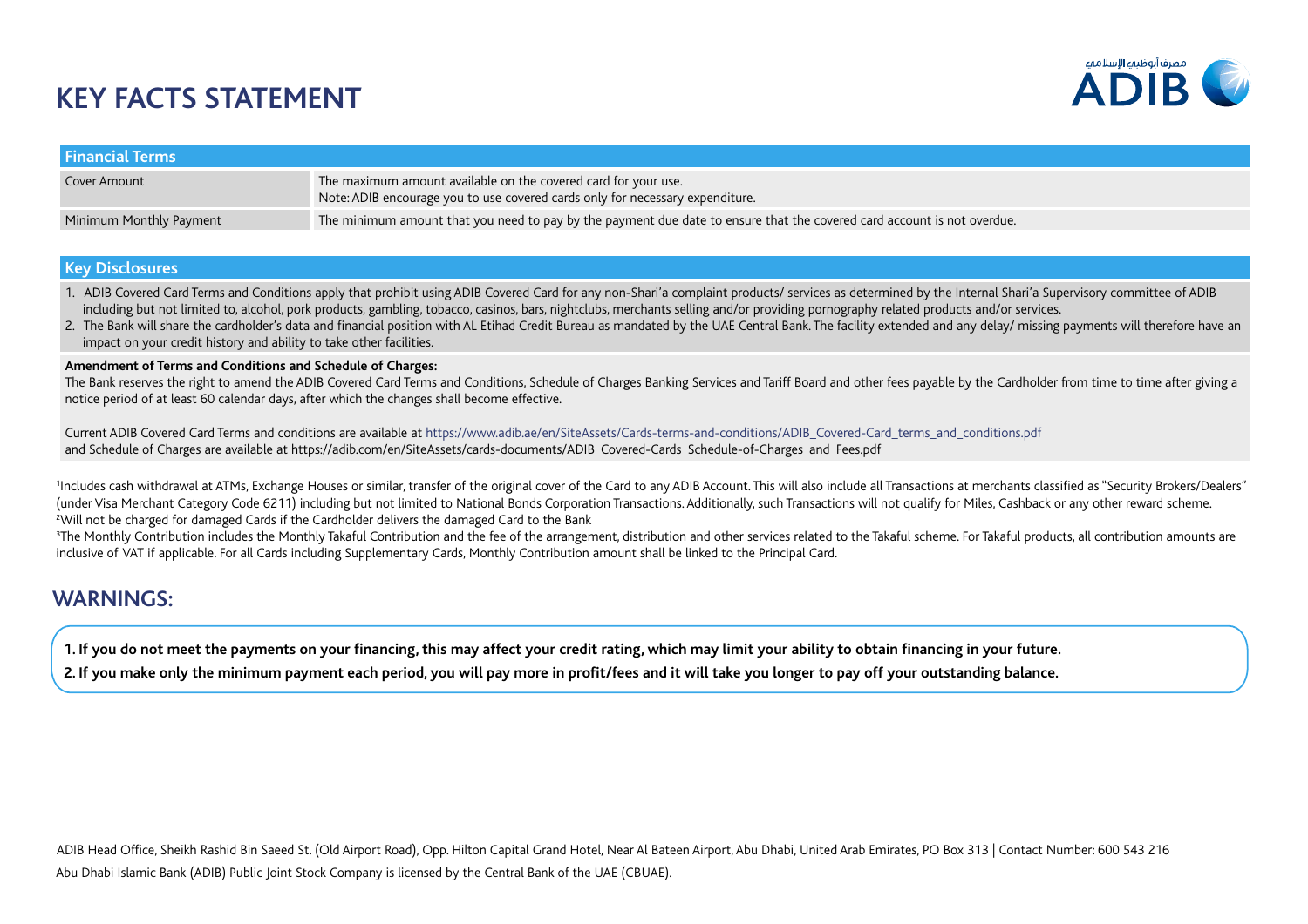# KEY FACTS STATEMENT

| Financial Terms | |
|---|---|
| Cover Amount | The maximum amount available on the covered card for your use.<br>Note: ADIB encourage you to use covered cards only for necessary expenditure. |
| Minimum Monthly Payment | The minimum amount that you need to pay by the payment due date to ensure that the covered card account is not overdue. |

## Key Disclosures

1. ADIB Covered Card Terms and Conditions apply that prohibit using ADIB Covered Card for any non-Shari'a complaint products/ services as determined by the Internal Shari'a Supervisory committee of ADIB including but not limited to, alcohol, pork products, gambling, tobacco, casinos, bars, nightclubs, merchants selling and/or providing pornography related products and/or services.
2. The Bank will share the cardholder's data and financial position with AL Etihad Credit Bureau as mandated by the UAE Central Bank. The facility extended and any delay/ missing payments will therefore have an impact on your credit history and ability to take other facilities.

**Amendment of Terms and Conditions and Schedule of Charges:**

The Bank reserves the right to amend the ADIB Covered Card Terms and Conditions, Schedule of Charges Banking Services and Tariff Board and other fees payable by the Cardholder from time to time after giving a notice period of at least 60 calendar days, after which the changes shall become effective.

Current ADIB Covered Card Terms and conditions are available at https://www.adib.ae/en/SiteAssets/Cards-terms-and-conditions/ADIB_Covered-Card_terms_and_conditions.pdf and Schedule of Charges are available at https://adib.com/en/SiteAssets/cards-documents/ADIB_Covered-Cards_Schedule-of-Charges_and_Fees.pdf

[1]Includes cash withdrawal at ATMs, Exchange Houses or similar, transfer of the original cover of the Card to any ADIB Account. This will also include all Transactions at merchants classified as "Security Brokers/Dealers" (under Visa Merchant Category Code 6211) including but not limited to National Bonds Corporation Transactions. Additionally, such Transactions will not qualify for Miles, Cashback or any other reward scheme.
[2]Will not be charged for damaged Cards if the Cardholder delivers the damaged Card to the Bank
[3]The Monthly Contribution includes the Monthly Takaful Contribution and the fee of the arrangement, distribution and other services related to the Takaful scheme. For Takaful products, all contribution amounts are inclusive of VAT if applicable. For all Cards including Supplementary Cards, Monthly Contribution amount shall be linked to the Principal Card.

## WARNINGS:

**1. If you do not meet the payments on your financing, this may affect your credit rating, which may limit your ability to obtain financing in your future.**

**2. If you make only the minimum payment each period, you will pay more in profit/fees and it will take you longer to pay off your outstanding balance.**

ADIB Head Office, Sheikh Rashid Bin Saeed St. (Old Airport Road), Opp. Hilton Capital Grand Hotel, Near Al Bateen Airport, Abu Dhabi, United Arab Emirates, PO Box 313 | Contact Number: 600 543 216

Abu Dhabi Islamic Bank (ADIB) Public Joint Stock Company is licensed by the Central Bank of the UAE (CBUAE).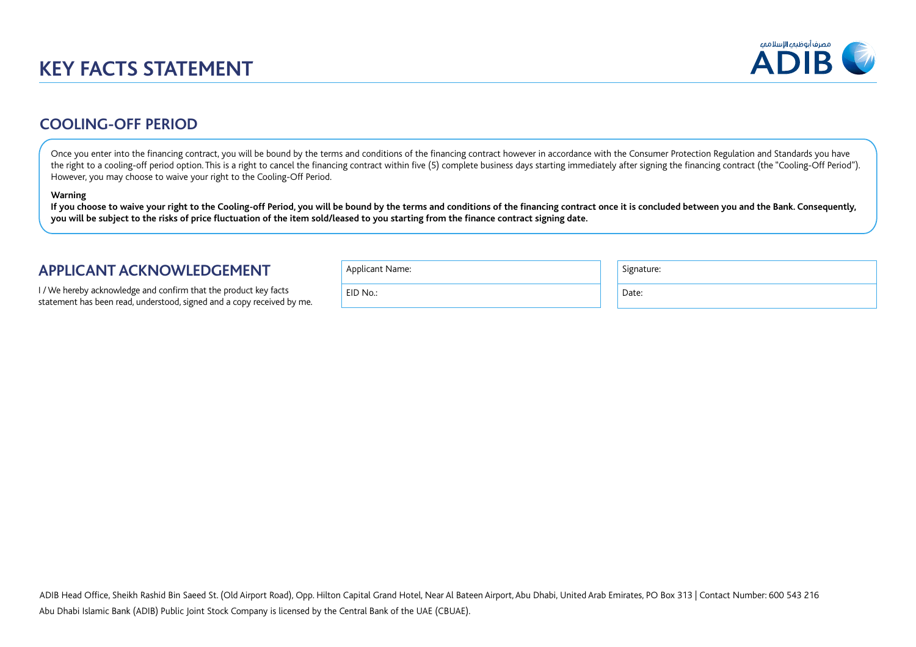# KEY FACTS STATEMENT

## COOLING-OFF PERIOD

Once you enter into the financing contract, you will be bound by the terms and conditions of the financing contract however in accordance with the Consumer Protection Regulation and Standards you have the right to a cooling-off period option. This is a right to cancel the financing contract within five (5) complete business days starting immediately after signing the financing contract (the "Cooling-Off Period"). However, you may choose to waive your right to the Cooling-Off Period.

**Warning**

**If you choose to waive your right to the Cooling-off Period, you will be bound by the terms and conditions of the financing contract once it is concluded between you and the Bank. Consequently, you will be subject to the risks of price fluctuation of the item sold/leased to you starting from the finance contract signing date.**

## APPLICANT ACKNOWLEDGEMENT

I / We hereby acknowledge and confirm that the product key facts statement has been read, understood, signed and a copy received by me.

| | |
|---|---|
| Applicant Name: | Signature: |
| EID No.: | Date: |

ADIB Head Office, Sheikh Rashid Bin Saeed St. (Old Airport Road), Opp. Hilton Capital Grand Hotel, Near Al Bateen Airport, Abu Dhabi, United Arab Emirates, PO Box 313 | Contact Number: 600 543 216

Abu Dhabi Islamic Bank (ADIB) Public Joint Stock Company is licensed by the Central Bank of the UAE (CBUAE).